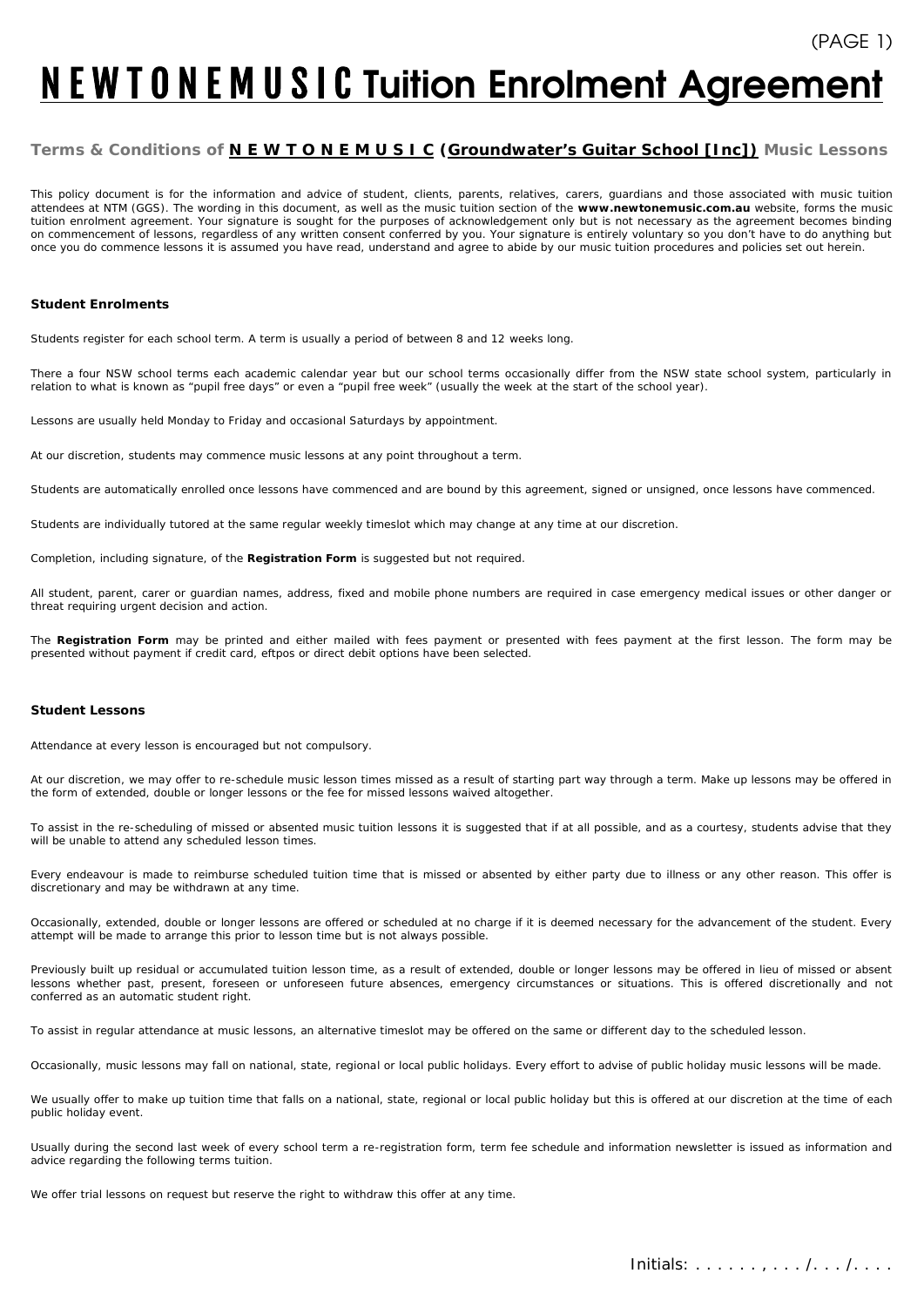# NEWTONEMUSIC Tuition Enrolment Agreement

## Terms & Conditions of **N E W T O N E M U S I C** (**Groundwater's Guitar School [Inc]**) Music Lessons

This policy document is for the information and advice of student, clients, parents, relatives, carers, guardians and those associated with music tuition attendees at NTM (GGS). The wording in this document, as well as the music tuition section of the **www.newtonemusic.com.au** website, forms the music tuition enrolment agreement. Your signature is sought for the purposes of acknowledgement only but is not necessary as the agreement becomes binding on commencement of lessons, regardless of any written consent conferred by you. Your signature is entirely voluntary so you don't have to do anything but once you do commence lessons it is assumed you have read, understand and agree to abide by our music tuition procedures and policies set out herein.

### Student Enrolments

Students register for each school term. A term is usually a period of between 8 and 12 weeks long.

There a four NSW school terms each academic calendar year but our school terms occasionally differ from the NSW state school system, particularly in relation to what is known as "pupil free days" or even a "pupil free week" (usually the week at the start of the school year).

Lessons are usually held Monday to Friday and occasional Saturdays by appointment.

At our discretion, students may commence music lessons at any point throughout a term.

Students are automatically enrolled once lessons have commenced and are bound by this agreement, signed or unsigned, once lessons have commenced.

Students are individually tutored at the same regular weekly timeslot which may change at any time at our discretion.

Completion, including signature, of the **Registration Form** is suggested but not required.

All student, parent, carer or guardian names, address, fixed and mobile phone numbers are required in case emergency medical issues or other danger or threat requiring urgent decision and action.

The **Registration Form** may be printed and either mailed with fees payment or presented with fees payment at the first lesson. The form may be presented without payment if credit card, eftpos or direct debit options have been selected.

### Student Lessons

Attendance at every lesson is encouraged but not compulsory.

At our discretion, we may offer to re-schedule music lesson times missed as a result of starting part way through a term. Make up lessons may be offered in the form of extended, double or longer lessons or the fee for missed lessons waived altogether.

To assist in the re-scheduling of missed or absented music tuition lessons it is suggested that if at all possible, and as a courtesy, students advise that they will be unable to attend any scheduled lesson times.

Every endeavour is made to reimburse scheduled tuition time that is missed or absented by either party due to illness or any other reason. This offer is discretionary and may be withdrawn at any time.

Occasionally, extended, double or longer lessons are offered or scheduled at no charge if it is deemed necessary for the advancement of the student. Every attempt will be made to arrange this prior to lesson time but is not always possible.

Previously built up residual or accumulated tuition lesson time, as a result of extended, double or longer lessons may be offered in lieu of missed or absent lessons whether past, present, foreseen or unforeseen future absences, emergency circumstances or situations. This is offered discretionally and not conferred as an automatic student right.

To assist in regular attendance at music lessons, an alternative timeslot may be offered on the same or different day to the scheduled lesson.

Occasionally, music lessons may fall on national, state, regional or local public holidays. Every effort to advise of public holiday music lessons will be made.

We usually offer to make up tuition time that falls on a national, state, regional or local public holiday but this is offered at our discretion at the time of each public holiday event.

Usually during the second last week of every school term a re-registration form, term fee schedule and information newsletter is issued as information and advice regarding the following terms tuition.

We offer trial lessons on request but reserve the right to withdraw this offer at any time.

Initials: . . . . . . . , . . . /. . . /. . . .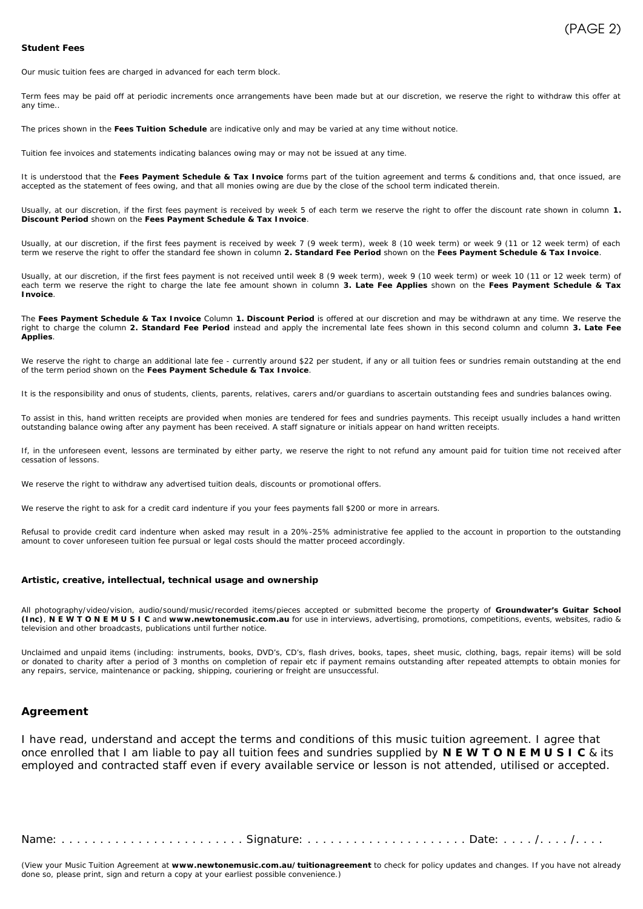**Student Fees**

Our music tuition fees are charged in advanced for each term block.

Term fees may be paid off at periodic increments once arrangements have been made but at our discretion, we reserve the right to withdraw this offer at any time..

The prices shown in the **Fees Tuition Schedule** are indicative only and may be varied at any time without notice.

Tuition fee invoices and statements indicating balances owing may or may not be issued at any time.

It is understood that the **Fees Payment Schedule & Tax Invoice** forms part of the tuition agreement and terms & conditions and, that once issued, are accepted as the statement of fees owing, and that all monies owing are due by the close of the school term indicated therein.

Usually, at our discretion, if the first fees payment is received by week 5 of each term we reserve the right to offer the discount rate shown in column **1. Discount Period** shown on the **Fees Payment Schedule & Tax Invoice**.

Usually, at our discretion, if the first fees payment is received by week 7 (9 week term), week 8 (10 week term) or week 9 (11 or 12 week term) of each term we reserve the right to offer the standard fee shown in column **2. Standard Fee Period** shown on the **Fees Payment Schedule & Tax Invoice**.

Usually, at our discretion, if the first fees payment is not received until week 8 (9 week term), week 9 (10 week term) or week 10 (11 or 12 week term) of each term we reserve the right to charge the late fee amount shown in column **3. Late Fee Applies** shown on the **Fees Payment Schedule & Tax Invoice**.

The **Fees Payment Schedule & Tax Invoice** Column **1. Discount Period** is offered at our discretion and may be withdrawn at any time. We reserve the right to charge the column **2. Standard Fee Period** instead and apply the incremental late fees shown in this second column and column **3. Late Fee Applies**.

We reserve the right to charge an additional late fee - currently around $22 per student, if any or all tuition fees or sundries remain outstanding at the end of the term period shown on the **Fees Payment Schedule & Tax Invoice**.

It is the responsibility and onus of students, clients, parents, relatives, carers and/or guardians to ascertain outstanding fees and sundries balances owing.

To assist in this, hand written receipts are provided when monies are tendered for fees and sundries payments. This receipt usually includes a hand written outstanding balance owing after any payment has been received. A staff signature or initials appear on hand written receipts.

If, in the unforeseen event, lessons are terminated by either party, we reserve the right to not refund any amount paid for tuition time not received after cessation of lessons.

We reserve the right to withdraw any advertised tuition deals, discounts or promotional offers.

We reserve the right to ask for a credit card indenture if you your fees payments fall $200 or more in arrears.

Refusal to provide credit card indenture when asked may result in a 20%-25% administrative fee applied to the account in proportion to the outstanding amount to cover unforeseen tuition fee pursuit or legal costs should the matter proceed accordingly.

**Artistic, creative, intellectual, technical usage and ownership**

All photography/video/vision, audio/sound/music/recorded items/pieces accepted or submitted become the property of **Groundwater's Guitar School (Inc)**, **N E W T O N E M U S I C** and **www.newtonemusic.com.au** for use in interviews, advertising, promotions, competitions, events, websites, radio & television and other broadcasts, publications until further notice.

Unclaimed and unpaid items (including: instruments, books, DVD's, CD's, flash drives, books, tapes, sheet music, clothing, bags, repair items) will be sold or donated to charity after a period of 3 months on completion of repair etc if payment remains outstanding after repeated attempts to obtain monies for any repairs, service, maintenance or packing, shipping, couriering or freight are unsuccessful.

## Agreement

I have read, understand and accept the terms and conditions of this music tuition agreement. I agree that once enrolled that I am liable to pay all tuition fees and sundries supplied by **N E W T O N E M U S I C** & its employed and contracted staff even if every available service or lesson is not attended, utilised or accepted.

Name: . . . . . . . . . . . . . . . . . . . . . . . Signature: . . . . . . . . . . . . . . . . . . . . Date: . . . . /. . . . /. . . .

(View your Music Tuition Agreement at **www.newtonemusic.com.au/tuitionagreement** to check for policy updates and changes. If you have not already done so, please print, sign and return a copy at your earliest possible convenience.)